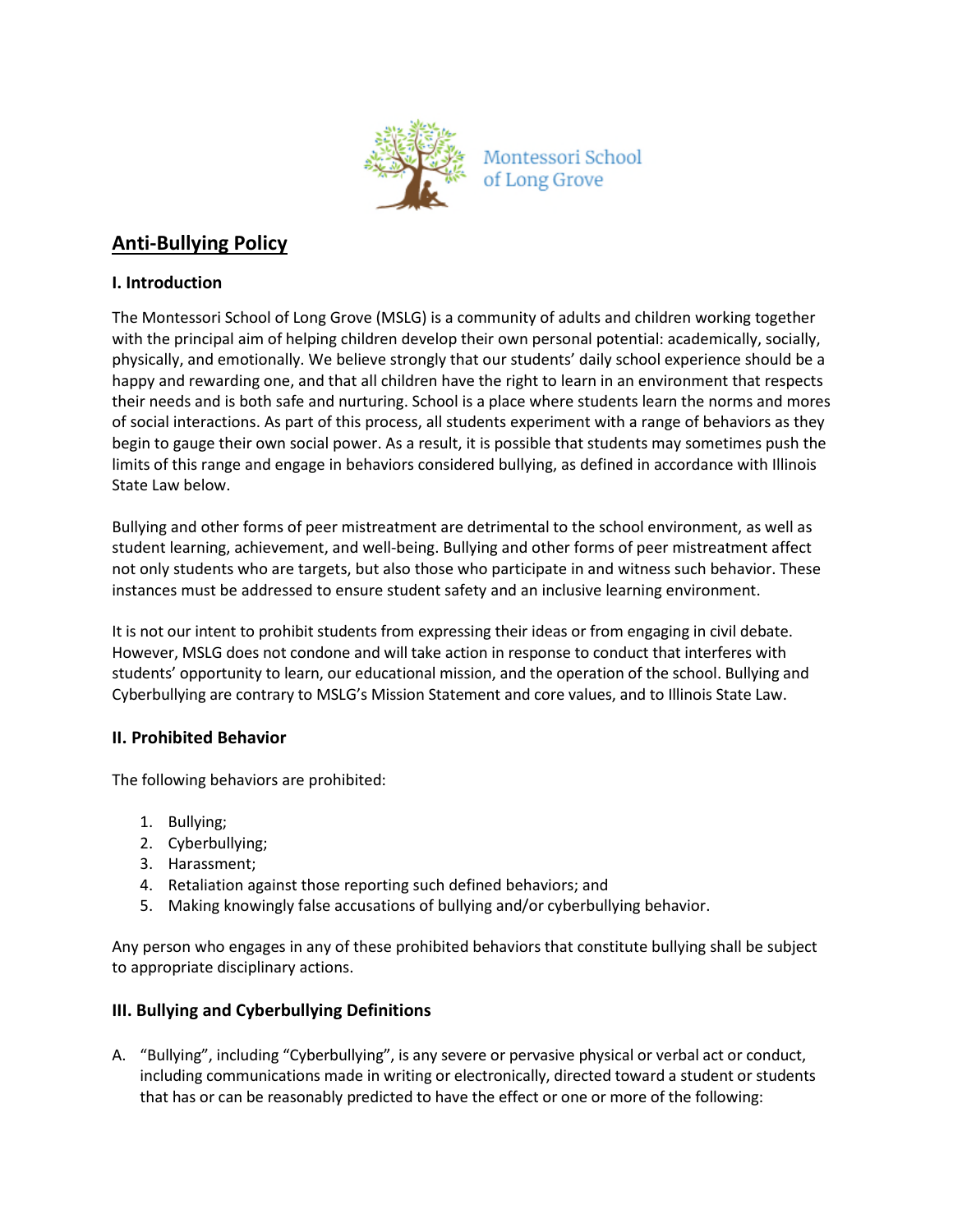Montessori School of Long Grove

# Anti-Bullying Policy

## I. Introduction

The Montessori School of Long Grove (MSLG) is a community of adults and children working together with the principal aim of helping children develop their own personal potential: academically, socially, physically, and emotionally. We believe strongly that our students' daily school experience should be a happy and rewarding one, and that all children have the right to learn in an environment that respects their needs and is both safe and nurturing. School is a place where students learn the norms and mores of social interactions. As part of this process, all students experiment with a range of behaviors as they begin to gauge their own social power. As a result, it is possible that students may sometimes push the limits of this range and engage in behaviors considered bullying, as defined in accordance with Illinois State Law below.

Bullying and other forms of peer mistreatment are detrimental to the school environment, as well as student learning, achievement, and well-being. Bullying and other forms of peer mistreatment affect not only students who are targets, but also those who participate in and witness such behavior. These instances must be addressed to ensure student safety and an inclusive learning environment.

It is not our intent to prohibit students from expressing their ideas or from engaging in civil debate. However, MSLG does not condone and will take action in response to conduct that interferes with students' opportunity to learn, our educational mission, and the operation of the school. Bullying and Cyberbullying are contrary to MSLG's Mission Statement and core values, and to Illinois State Law.

## II. Prohibited Behavior

The following behaviors are prohibited:

1. Bullying;
2. Cyberbullying;
3. Harassment;
4. Retaliation against those reporting such defined behaviors; and
5. Making knowingly false accusations of bullying and/or cyberbullying behavior.

Any person who engages in any of these prohibited behaviors that constitute bullying shall be subject to appropriate disciplinary actions.

## III. Bullying and Cyberbullying Definitions

A. "Bullying", including "Cyberbullying", is any severe or pervasive physical or verbal act or conduct, including communications made in writing or electronically, directed toward a student or students that has or can be reasonably predicted to have the effect or one or more of the following: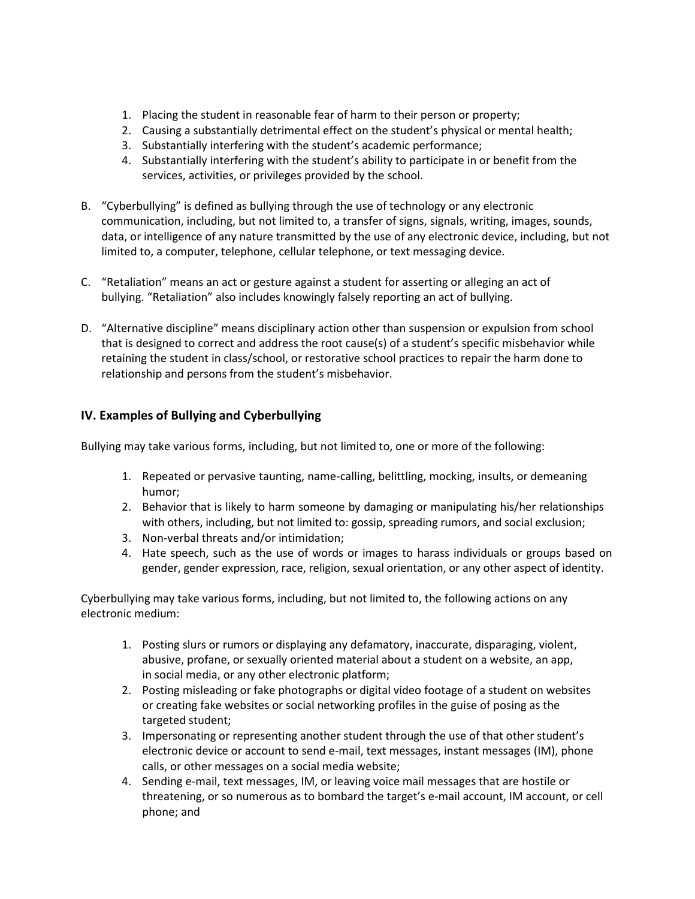1. Placing the student in reasonable fear of harm to their person or property;
2. Causing a substantially detrimental effect on the student's physical or mental health;
3. Substantially interfering with the student's academic performance;
4. Substantially interfering with the student's ability to participate in or benefit from the services, activities, or privileges provided by the school.

B. "Cyberbullying" is defined as bullying through the use of technology or any electronic communication, including, but not limited to, a transfer of signs, signals, writing, images, sounds, data, or intelligence of any nature transmitted by the use of any electronic device, including, but not limited to, a computer, telephone, cellular telephone, or text messaging device.

C. "Retaliation" means an act or gesture against a student for asserting or alleging an act of bullying. "Retaliation" also includes knowingly falsely reporting an act of bullying.

D. "Alternative discipline" means disciplinary action other than suspension or expulsion from school that is designed to correct and address the root cause(s) of a student's specific misbehavior while retaining the student in class/school, or restorative school practices to repair the harm done to relationship and persons from the student's misbehavior.

## IV. Examples of Bullying and Cyberbullying

Bullying may take various forms, including, but not limited to, one or more of the following:

1. Repeated or pervasive taunting, name-calling, belittling, mocking, insults, or demeaning humor;
2. Behavior that is likely to harm someone by damaging or manipulating his/her relationships with others, including, but not limited to: gossip, spreading rumors, and social exclusion;
3. Non-verbal threats and/or intimidation;
4. Hate speech, such as the use of words or images to harass individuals or groups based on gender, gender expression, race, religion, sexual orientation, or any other aspect of identity.

Cyberbullying may take various forms, including, but not limited to, the following actions on any electronic medium:

1. Posting slurs or rumors or displaying any defamatory, inaccurate, disparaging, violent, abusive, profane, or sexually oriented material about a student on a website, an app, in social media, or any other electronic platform;
2. Posting misleading or fake photographs or digital video footage of a student on websites or creating fake websites or social networking profiles in the guise of posing as the targeted student;
3. Impersonating or representing another student through the use of that other student's electronic device or account to send e-mail, text messages, instant messages (IM), phone calls, or other messages on a social media website;
4. Sending e-mail, text messages, IM, or leaving voice mail messages that are hostile or threatening, or so numerous as to bombard the target's e-mail account, IM account, or cell phone; and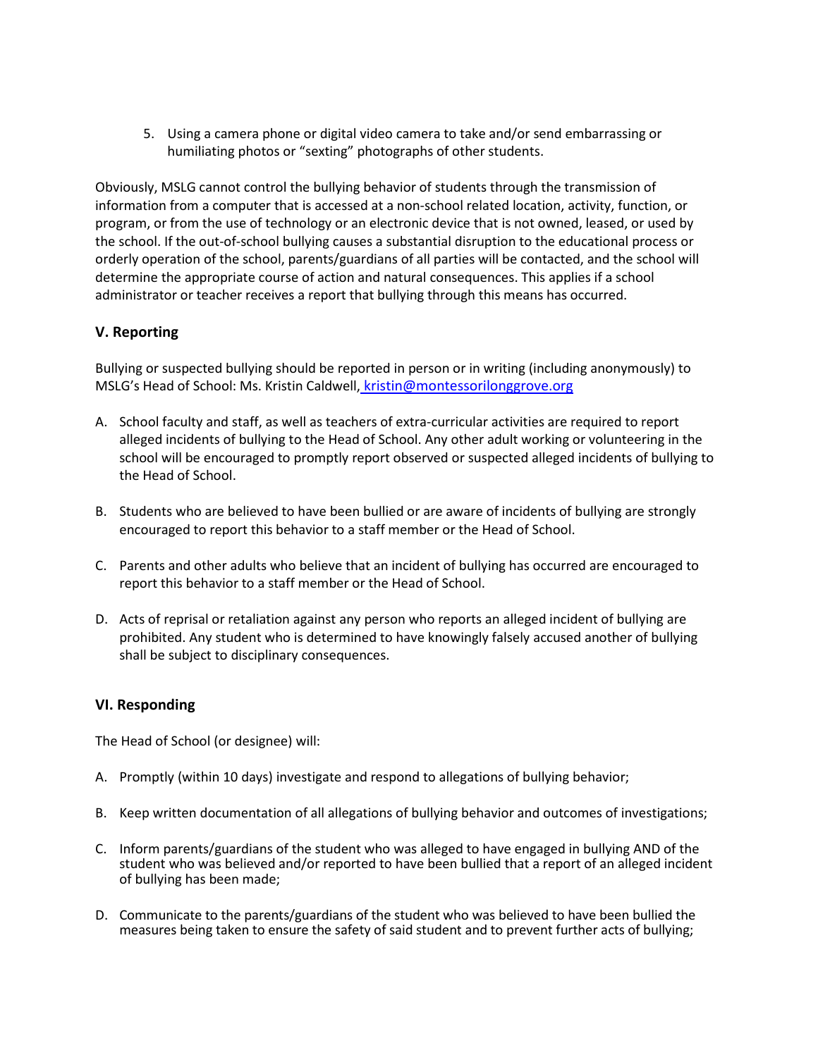5. Using a camera phone or digital video camera to take and/or send embarrassing or humiliating photos or "sexting" photographs of other students.

Obviously, MSLG cannot control the bullying behavior of students through the transmission of information from a computer that is accessed at a non-school related location, activity, function, or program, or from the use of technology or an electronic device that is not owned, leased, or used by the school. If the out-of-school bullying causes a substantial disruption to the educational process or orderly operation of the school, parents/guardians of all parties will be contacted, and the school will determine the appropriate course of action and natural consequences. This applies if a school administrator or teacher receives a report that bullying through this means has occurred.

### V. Reporting

Bullying or suspected bullying should be reported in person or in writing (including anonymously) to MSLG's Head of School: Ms. Kristin Caldwell, kristin@montessorilonggrove.org

A. School faculty and staff, as well as teachers of extra-curricular activities are required to report alleged incidents of bullying to the Head of School. Any other adult working or volunteering in the school will be encouraged to promptly report observed or suspected alleged incidents of bullying to the Head of School.

B. Students who are believed to have been bullied or are aware of incidents of bullying are strongly encouraged to report this behavior to a staff member or the Head of School.

C. Parents and other adults who believe that an incident of bullying has occurred are encouraged to report this behavior to a staff member or the Head of School.

D. Acts of reprisal or retaliation against any person who reports an alleged incident of bullying are prohibited. Any student who is determined to have knowingly falsely accused another of bullying shall be subject to disciplinary consequences.

### VI. Responding

The Head of School (or designee) will:

A. Promptly (within 10 days) investigate and respond to allegations of bullying behavior;

B. Keep written documentation of all allegations of bullying behavior and outcomes of investigations;

C. Inform parents/guardians of the student who was alleged to have engaged in bullying AND of the student who was believed and/or reported to have been bullied that a report of an alleged incident of bullying has been made;

D. Communicate to the parents/guardians of the student who was believed to have been bullied the measures being taken to ensure the safety of said student and to prevent further acts of bullying;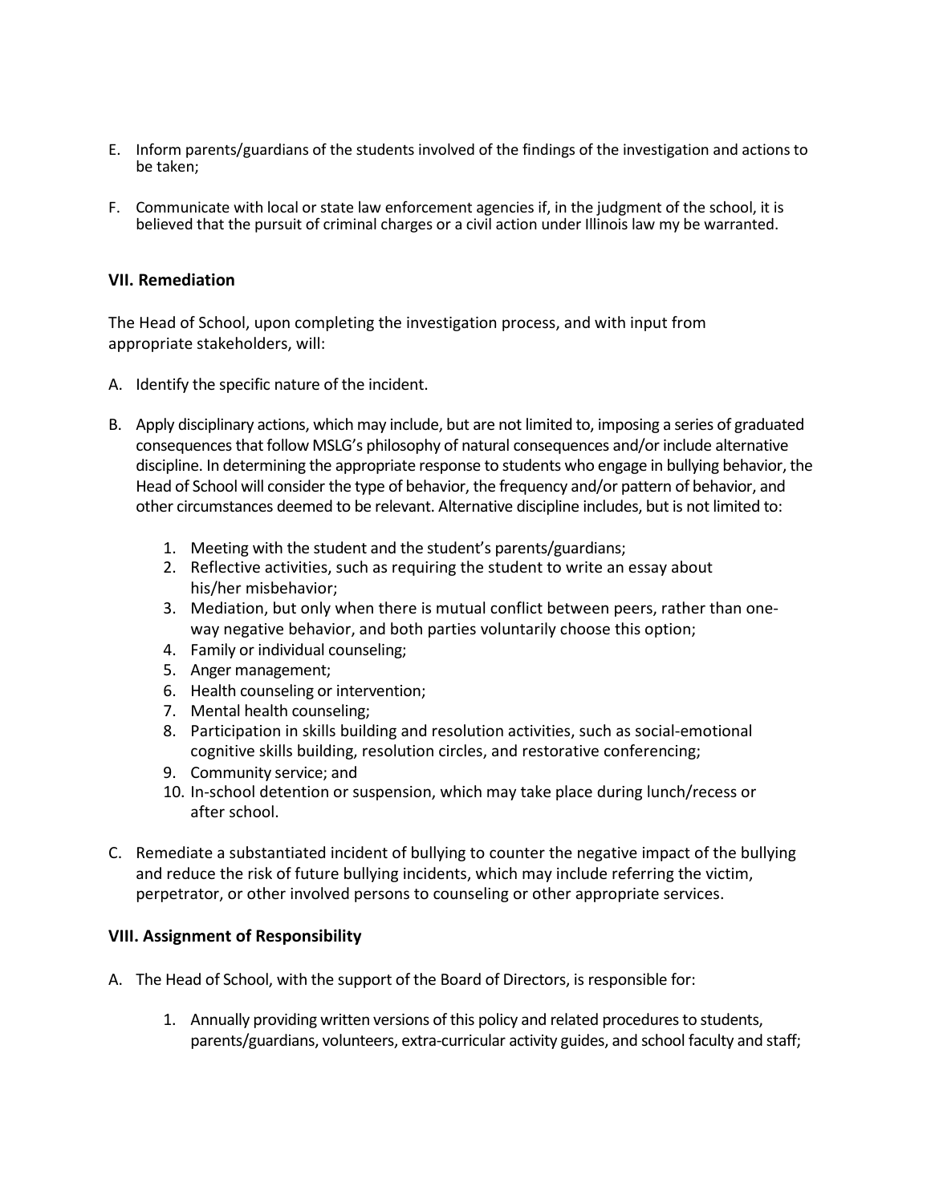E. Inform parents/guardians of the students involved of the findings of the investigation and actions to be taken;

F. Communicate with local or state law enforcement agencies if, in the judgment of the school, it is believed that the pursuit of criminal charges or a civil action under Illinois law my be warranted.

## VII. Remediation

The Head of School, upon completing the investigation process, and with input from appropriate stakeholders, will:

A. Identify the specific nature of the incident.

B. Apply disciplinary actions, which may include, but are not limited to, imposing a series of graduated consequences that follow MSLG's philosophy of natural consequences and/or include alternative discipline. In determining the appropriate response to students who engage in bullying behavior, the Head of School will consider the type of behavior, the frequency and/or pattern of behavior, and other circumstances deemed to be relevant. Alternative discipline includes, but is not limited to:

   1. Meeting with the student and the student's parents/guardians;
   2. Reflective activities, such as requiring the student to write an essay about his/her misbehavior;
   3. Mediation, but only when there is mutual conflict between peers, rather than one-way negative behavior, and both parties voluntarily choose this option;
   4. Family or individual counseling;
   5. Anger management;
   6. Health counseling or intervention;
   7. Mental health counseling;
   8. Participation in skills building and resolution activities, such as social-emotional cognitive skills building, resolution circles, and restorative conferencing;
   9. Community service; and
   10. In-school detention or suspension, which may take place during lunch/recess or after school.

C. Remediate a substantiated incident of bullying to counter the negative impact of the bullying and reduce the risk of future bullying incidents, which may include referring the victim, perpetrator, or other involved persons to counseling or other appropriate services.

## VIII. Assignment of Responsibility

A. The Head of School, with the support of the Board of Directors, is responsible for:

   1. Annually providing written versions of this policy and related procedures to students, parents/guardians, volunteers, extra-curricular activity guides, and school faculty and staff;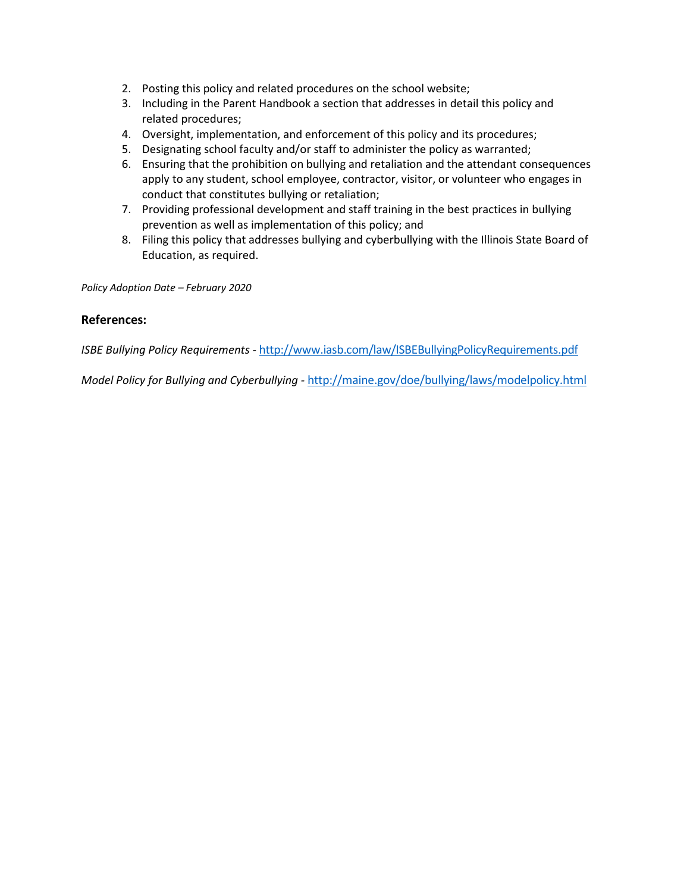2. Posting this policy and related procedures on the school website;
3. Including in the Parent Handbook a section that addresses in detail this policy and related procedures;
4. Oversight, implementation, and enforcement of this policy and its procedures;
5. Designating school faculty and/or staff to administer the policy as warranted;
6. Ensuring that the prohibition on bullying and retaliation and the attendant consequences apply to any student, school employee, contractor, visitor, or volunteer who engages in conduct that constitutes bullying or retaliation;
7. Providing professional development and staff training in the best practices in bullying prevention as well as implementation of this policy; and
8. Filing this policy that addresses bullying and cyberbullying with the Illinois State Board of Education, as required.

*Policy Adoption Date – February 2020*

### References:

*ISBE Bullying Policy Requirements* - http://www.iasb.com/law/ISBEBullyingPolicyRequirements.pdf

*Model Policy for Bullying and Cyberbullying* - http://maine.gov/doe/bullying/laws/modelpolicy.html